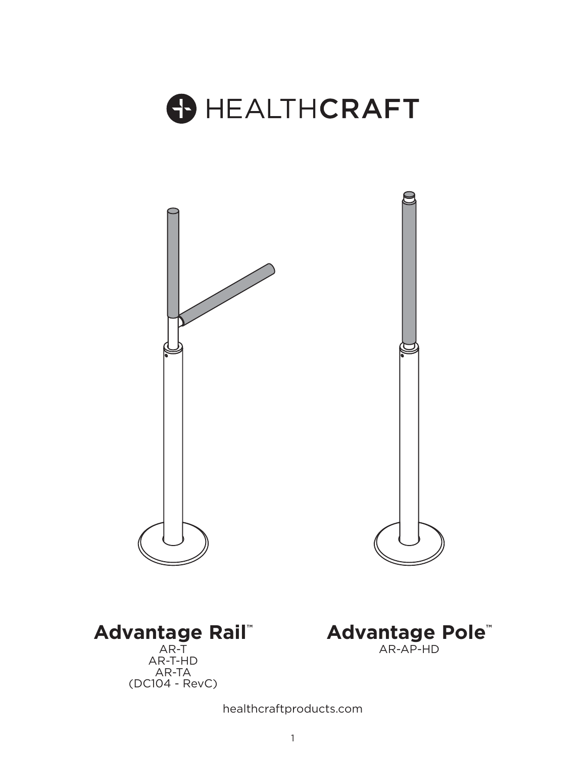# HEALTHCRAFT

## Advantage Rail™

AR-T
AR-T-HD
AR-TA
(DC104 - RevC)

## Advantage Pole™

AR-AP-HD

healthcraftproducts.com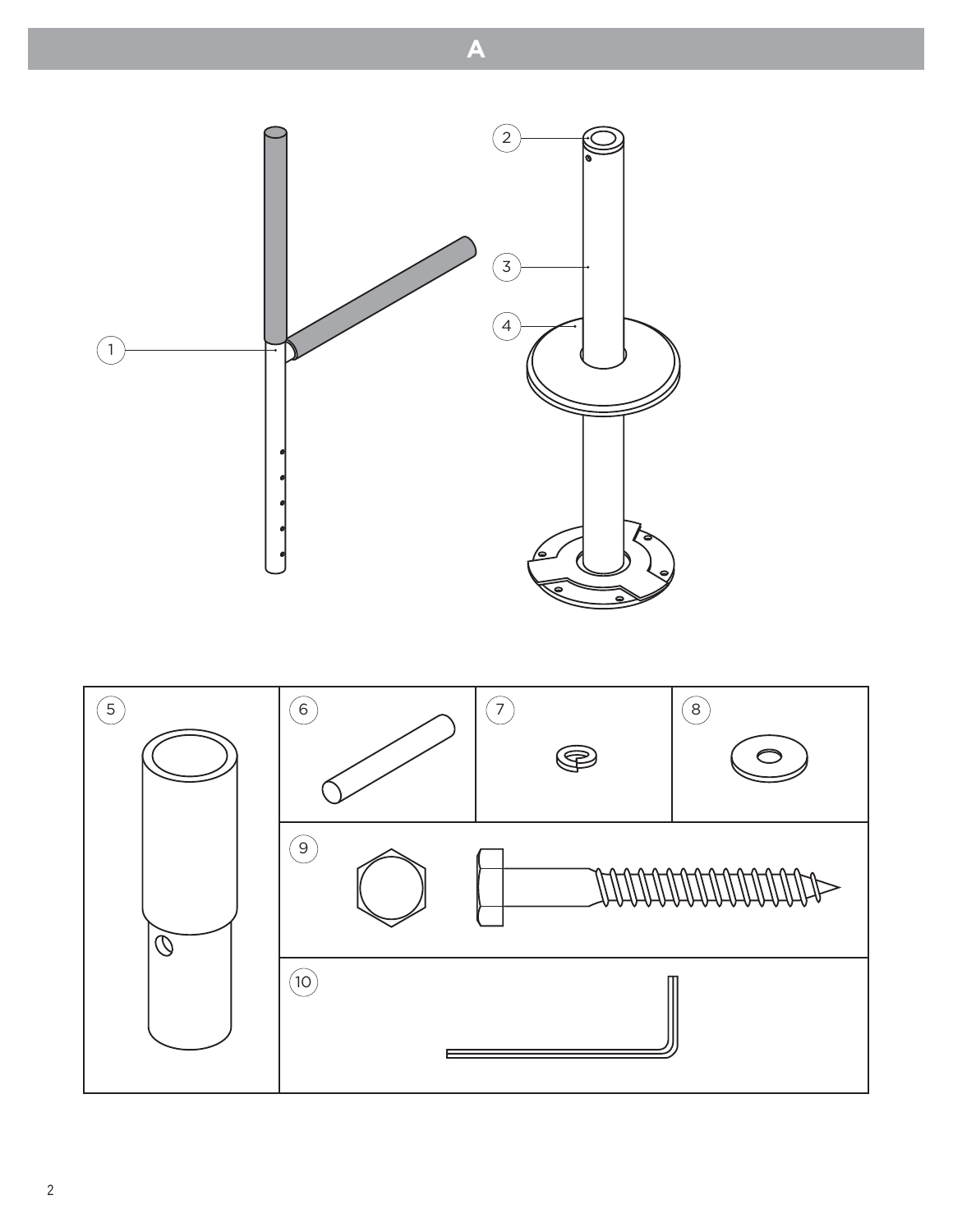# A

1

2

3

4

| 5 | 6 | 7 | 8 |
|---|---|---|---|
| | 9 | | |
| | 10 | | |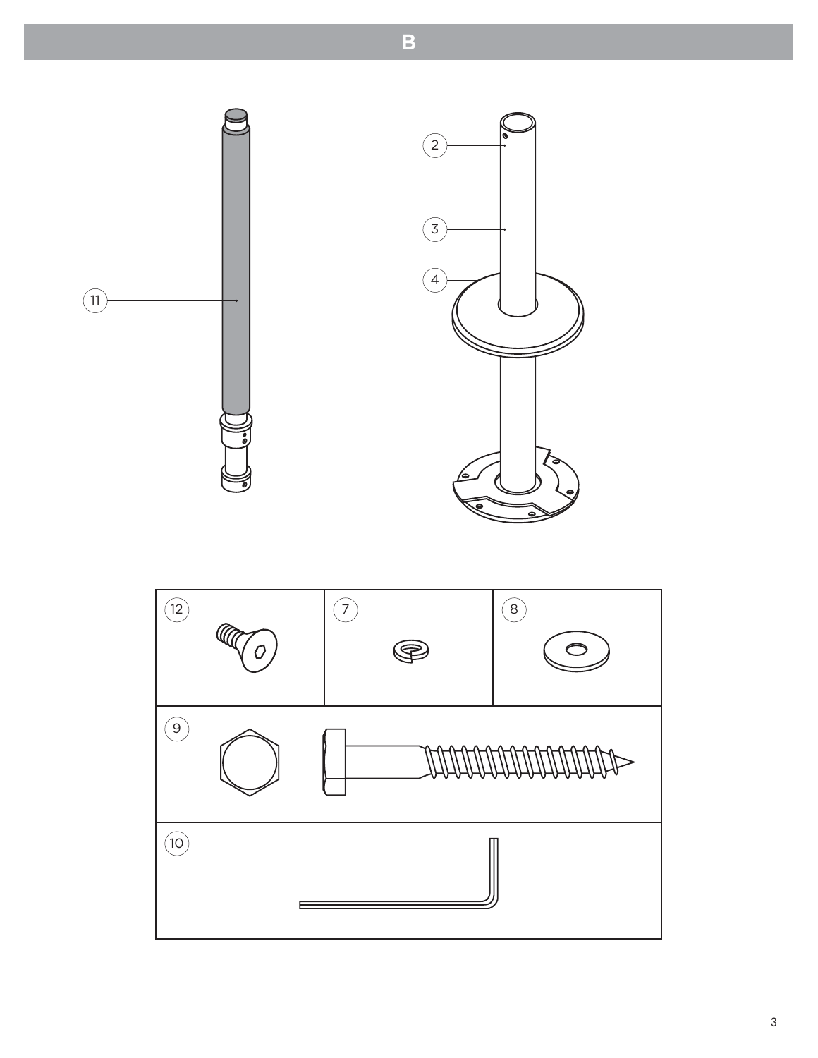# B

11

2

3

4

| 12 | 7 | 8 |
|---|---|---|
| 9 | | |
| 10 | | |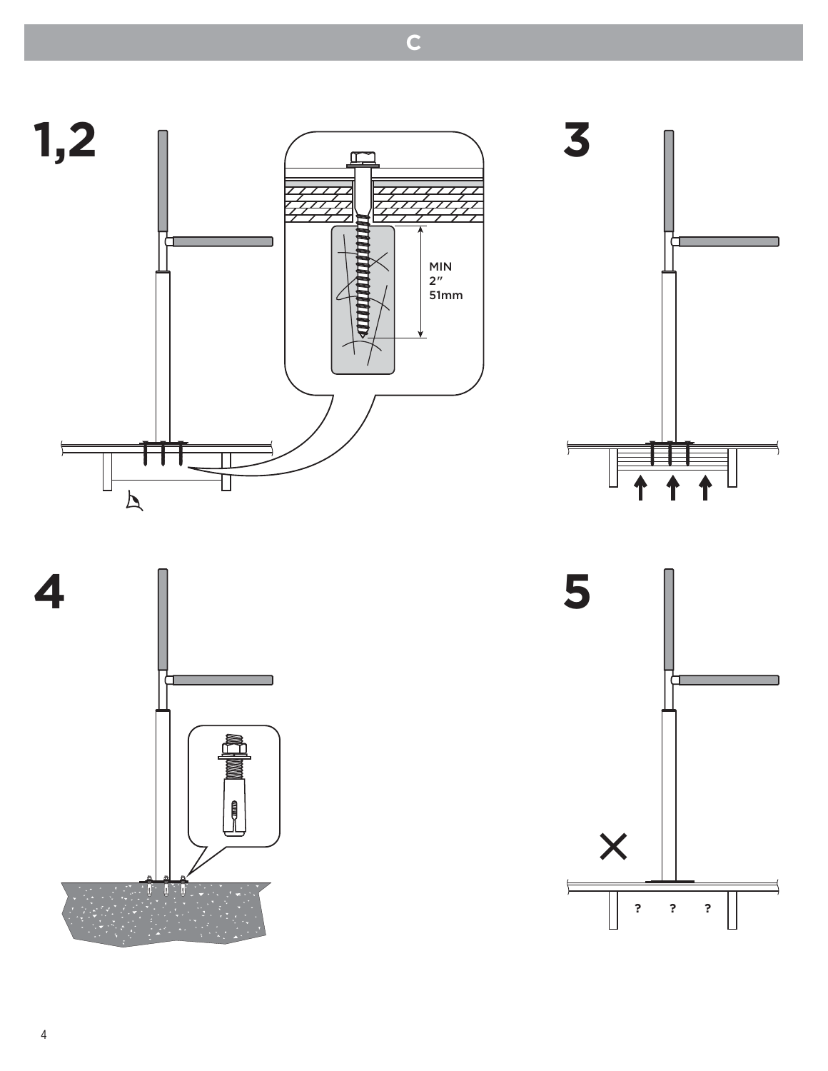# C

**1,2**

MIN
2"
51mm

**3**

**4**

**5**

?     ?     ?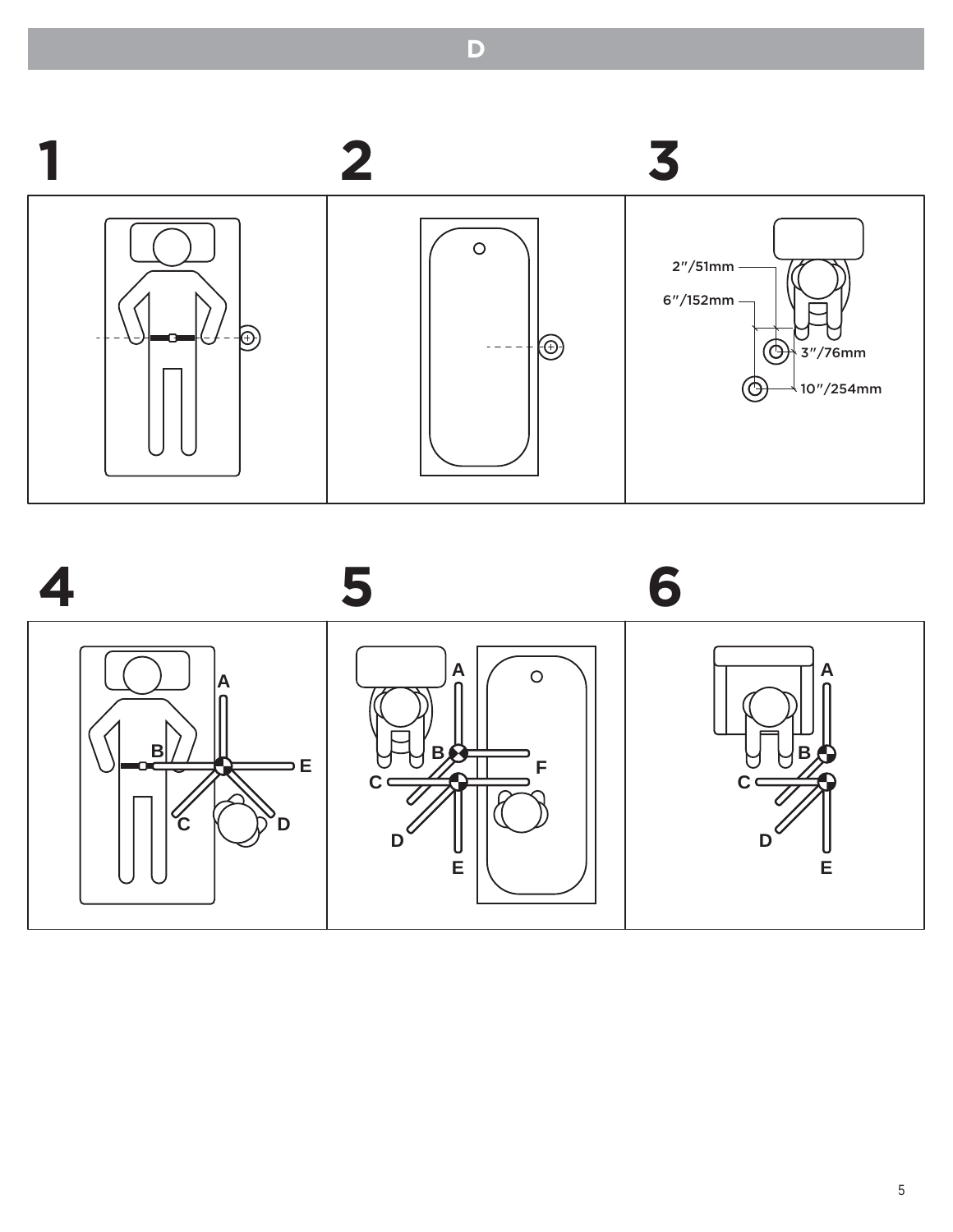# D

## 1

## 2

## 3

2″/51mm

6″/152mm

3″/76mm

10″/254mm

## 4

A

B

C

D

E

## 5

A

B

C

D

E

F

## 6

A

B

C

D

E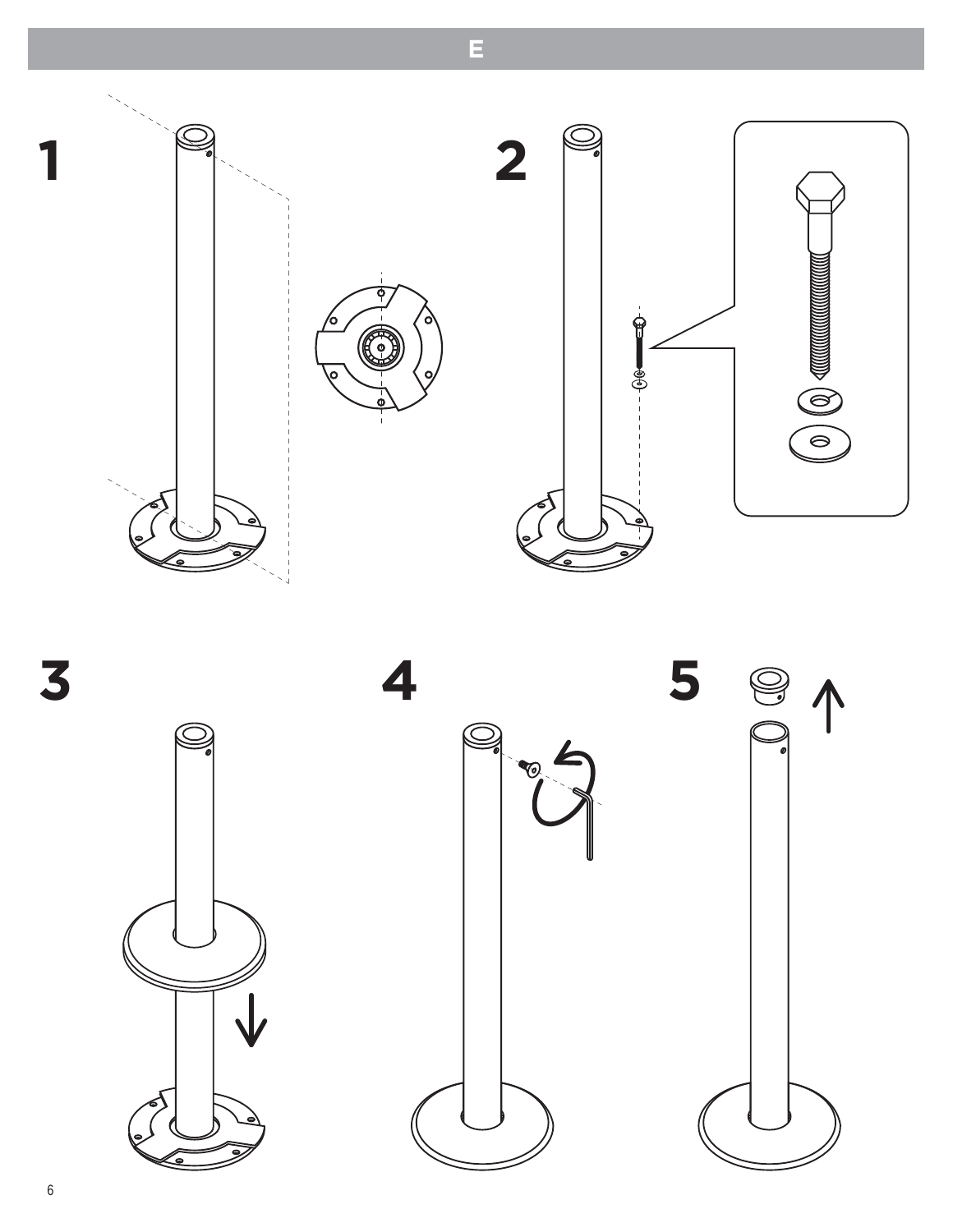# E

1

2

3

4

5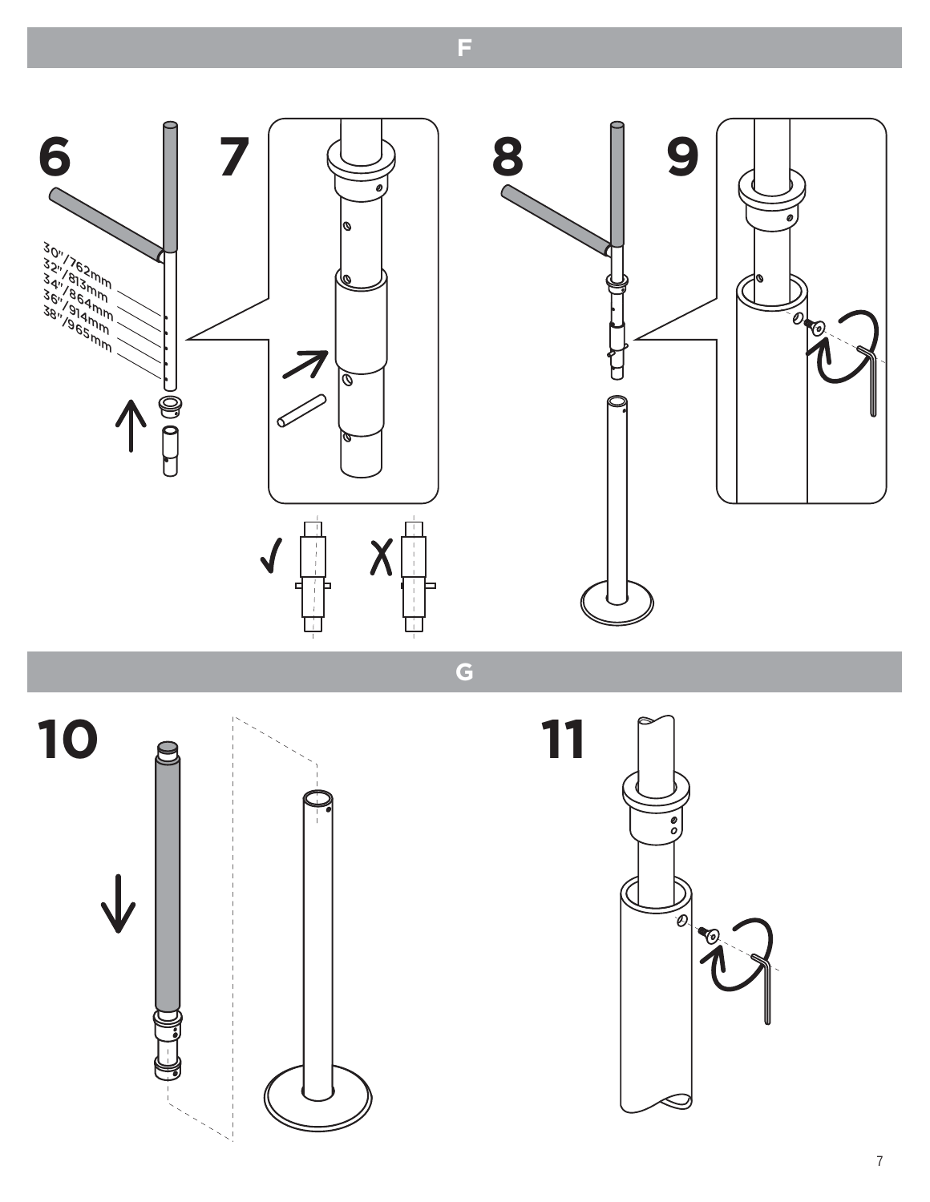## F

6

30"/762mm
32"/813mm
34"/864mm
36"/914mm
38"/965mm

7

8

9

## G

10

11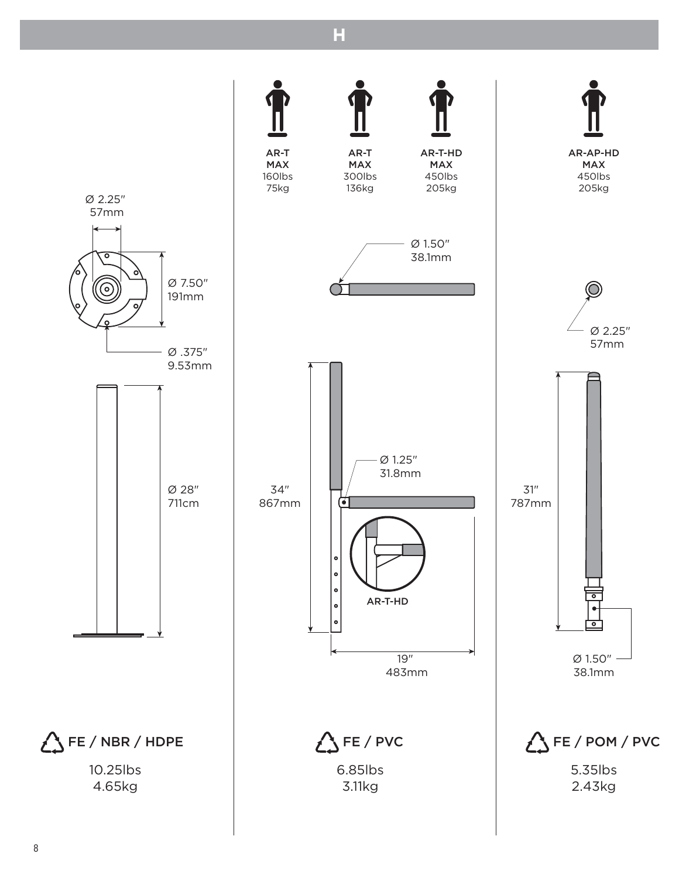# H

Ø 2.25″
57mm

Ø 7.50″
191mm

Ø .375″
9.53mm

Ø 28″
711cm

FE / NBR / HDPE

10.25lbs
4.65kg

AR-T
MAX
160lbs
75kg

AR-T
MAX
300lbs
136kg

AR-T-HD
MAX
450lbs
205kg

Ø 1.50″
38.1mm

Ø 1.25″
31.8mm

34″
867mm

AR-T-HD

19″
483mm

FE / PVC

6.85lbs
3.11kg

AR-AP-HD
MAX
450lbs
205kg

Ø 2.25″
57mm

31″
787mm

Ø 1.50″
38.1mm

FE / POM / PVC

5.35lbs
2.43kg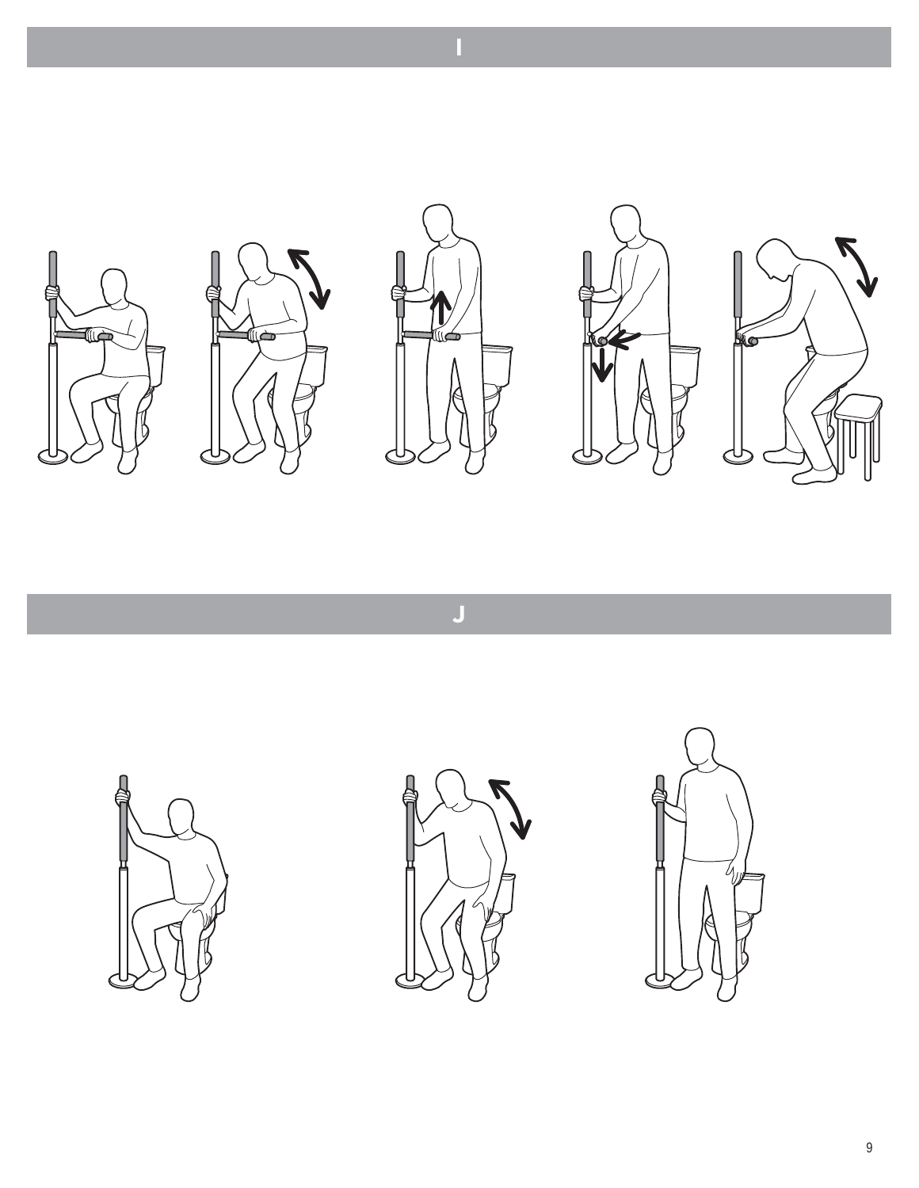## I

## J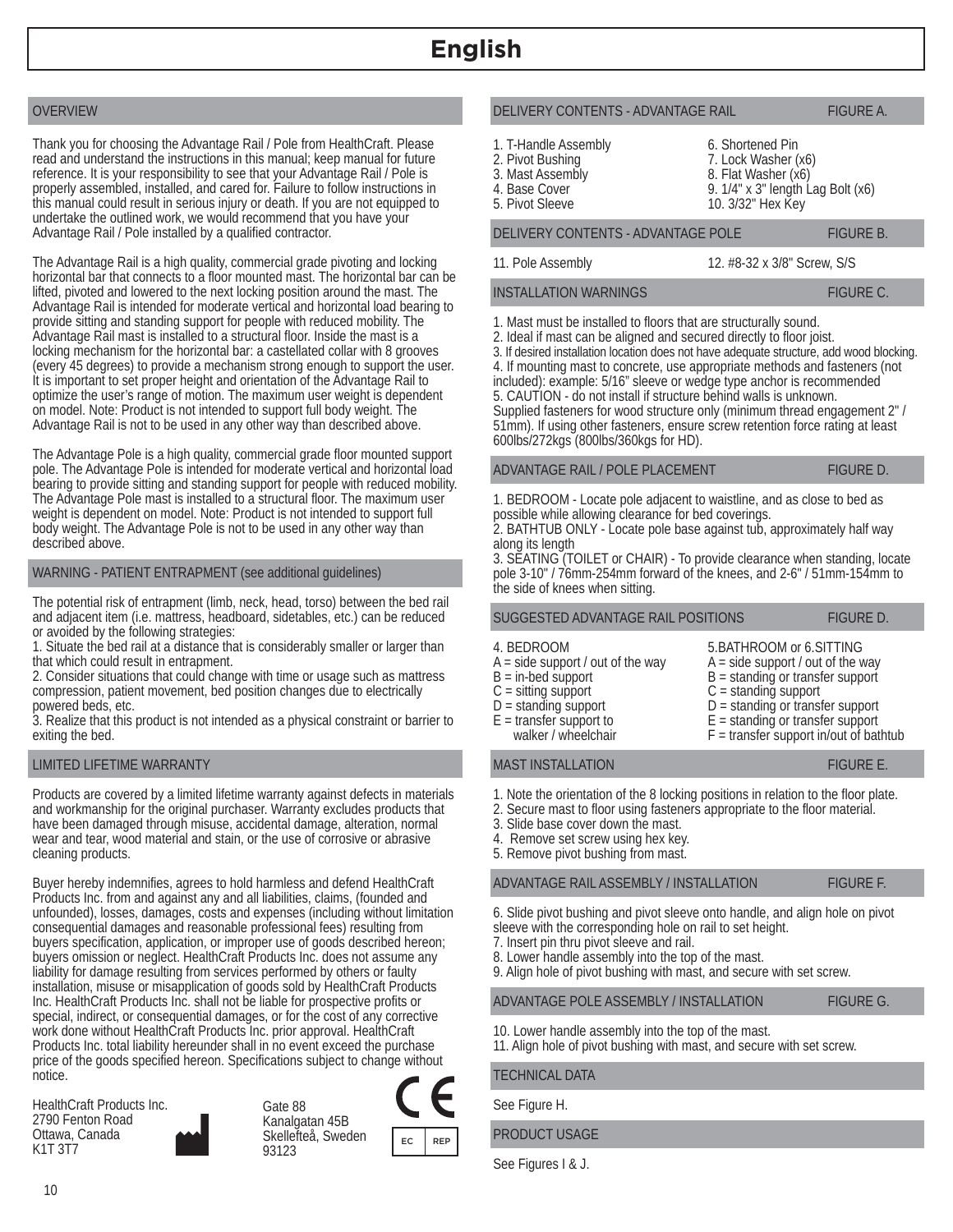# English

## OVERVIEW

Thank you for choosing the Advantage Rail / Pole from HealthCraft. Please read and understand the instructions in this manual; keep manual for future reference. It is your responsibility to see that your Advantage Rail / Pole is properly assembled, installed, and cared for. Failure to follow instructions in this manual could result in serious injury or death. If you are not equipped to undertake the outlined work, we would recommend that you have your Advantage Rail / Pole installed by a qualified contractor.

The Advantage Rail is a high quality, commercial grade pivoting and locking horizontal bar that connects to a floor mounted mast. The horizontal bar can be lifted, pivoted and lowered to the next locking position around the mast. The Advantage Rail is intended for moderate vertical and horizontal load bearing to provide sitting and standing support for people with reduced mobility. The Advantage Rail mast is installed to a structural floor. Inside the mast is a locking mechanism for the horizontal bar: a castellated collar with 8 grooves (every 45 degrees) to provide a mechanism strong enough to support the user. It is important to set proper height and orientation of the Advantage Rail to optimize the user's range of motion. The maximum user weight is dependent on model. Note: Product is not intended to support full body weight. The Advantage Rail is not to be used in any other way than described above.

The Advantage Pole is a high quality, commercial grade floor mounted support pole. The Advantage Pole is intended for moderate vertical and horizontal load bearing to provide sitting and standing support for people with reduced mobility. The Advantage Pole mast is installed to a structural floor. The maximum user weight is dependent on model. Note: Product is not intended to support full body weight. The Advantage Pole is not to be used in any other way than described above.

## WARNING - PATIENT ENTRAPMENT (see additional guidelines)

The potential risk of entrapment (limb, neck, head, torso) between the bed rail and adjacent item (i.e. mattress, headboard, sidetables, etc.) can be reduced or avoided by the following strategies:

1. Situate the bed rail at a distance that is considerably smaller or larger than that which could result in entrapment.
2. Consider situations that could change with time or usage such as mattress compression, patient movement, bed position changes due to electrically powered beds, etc.
3. Realize that this product is not intended as a physical constraint or barrier to exiting the bed.

## LIMITED LIFETIME WARRANTY

Products are covered by a limited lifetime warranty against defects in materials and workmanship for the original purchaser. Warranty excludes products that have been damaged through misuse, accidental damage, alteration, normal wear and tear, wood material and stain, or the use of corrosive or abrasive cleaning products.

Buyer hereby indemnifies, agrees to hold harmless and defend HealthCraft Products Inc. from and against any and all liabilities, claims, (founded and unfounded), losses, damages, costs and expenses (including without limitation consequential damages and reasonable professional fees) resulting from buyers specification, application, or improper use of goods described hereon; buyers omission or neglect. HealthCraft Products Inc. does not assume any liability for damage resulting from services performed by others or faulty installation, misuse or misapplication of goods sold by HealthCraft Products Inc. HealthCraft Products Inc. shall not be liable for prospective profits or special, indirect, or consequential damages, or for the cost of any corrective work done without HealthCraft Products Inc. prior approval. HealthCraft Products Inc. total liability hereunder shall in no event exceed the purchase price of the goods specified hereon. Specifications subject to change without notice.

HealthCraft Products Inc.
2790 Fenton Road
Ottawa, Canada
K1T 3T7

Gate 88
Kanalgatan 45B
Skellefteå, Sweden
93123

EC REP

## DELIVERY CONTENTS - ADVANTAGE RAIL — FIGURE A.

1. T-Handle Assembly
2. Pivot Bushing
3. Mast Assembly
4. Base Cover
5. Pivot Sleeve
6. Shortened Pin
7. Lock Washer (x6)
8. Flat Washer (x6)
9. 1/4" x 3" length Lag Bolt (x6)
10. 3/32" Hex Key

## DELIVERY CONTENTS - ADVANTAGE POLE — FIGURE B.

11. Pole Assembly
12. #8-32 x 3/8" Screw, S/S

## INSTALLATION WARNINGS — FIGURE C.

1. Mast must be installed to floors that are structurally sound.
2. Ideal if mast can be aligned and secured directly to floor joist.
3. If desired installation location does not have adequate structure, add wood blocking.
4. If mounting mast to concrete, use appropriate methods and fasteners (not included): example: 5/16" sleeve or wedge type anchor is recommended
5. CAUTION - do not install if structure behind walls is unknown.

Supplied fasteners for wood structure only (minimum thread engagement 2" / 51mm). If using other fasteners, ensure screw retention force rating at least 600lbs/272kgs (800lbs/360kgs for HD).

## ADVANTAGE RAIL / POLE PLACEMENT — FIGURE D.

1. BEDROOM - Locate pole adjacent to waistline, and as close to bed as possible while allowing clearance for bed coverings.
2. BATHTUB ONLY - Locate pole base against tub, approximately half way along its length
3. SEATING (TOILET or CHAIR) - To provide clearance when standing, locate pole 3-10" / 76mm-254mm forward of the knees, and 2-6" / 51mm-154mm to the side of knees when sitting.

## SUGGESTED ADVANTAGE RAIL POSITIONS — FIGURE D.

4. BEDROOM
   - A = side support / out of the way
   - B = in-bed support
   - C = sitting support
   - D = standing support
   - E = transfer support to walker / wheelchair

5. BATHROOM or 6. SITTING
   - A = side support / out of the way
   - B = standing or transfer support
   - C = standing support
   - D = standing or transfer support
   - E = standing or transfer support
   - F = transfer support in/out of bathtub

## MAST INSTALLATION — FIGURE E.

1. Note the orientation of the 8 locking positions in relation to the floor plate.
2. Secure mast to floor using fasteners appropriate to the floor material.
3. Slide base cover down the mast.
4. Remove set screw using hex key.
5. Remove pivot bushing from mast.

## ADVANTAGE RAIL ASSEMBLY / INSTALLATION — FIGURE F.

6. Slide pivot bushing and pivot sleeve onto handle, and align hole on pivot sleeve with the corresponding hole on rail to set height.
7. Insert pin thru pivot sleeve and rail.
8. Lower handle assembly into the top of the mast.
9. Align hole of pivot bushing with mast, and secure with set screw.

## ADVANTAGE POLE ASSEMBLY / INSTALLATION — FIGURE G.

10. Lower handle assembly into the top of the mast.
11. Align hole of pivot bushing with mast, and secure with set screw.

## TECHNICAL DATA

See Figure H.

## PRODUCT USAGE

See Figures I & J.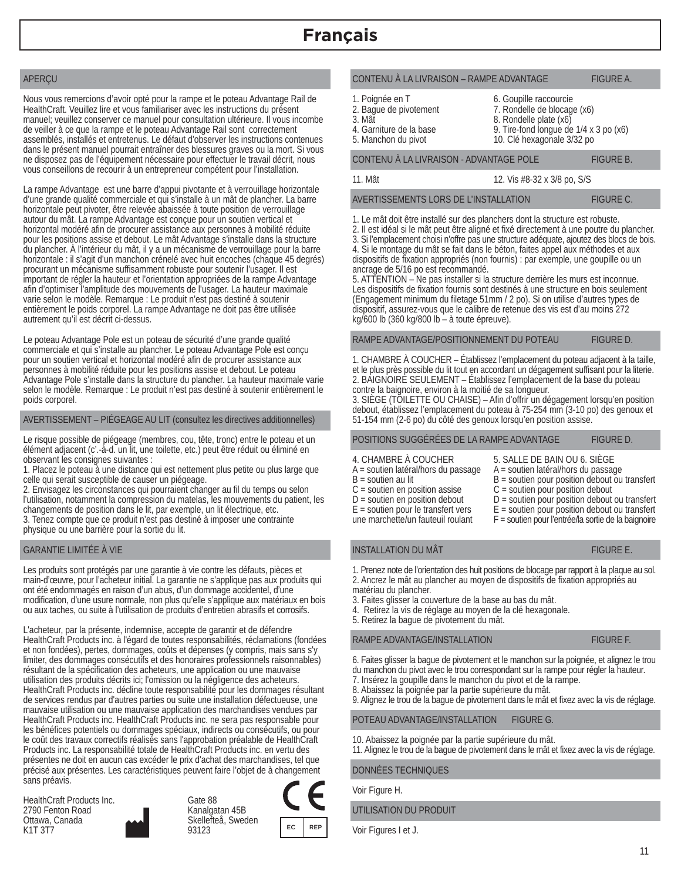# Français

## APERÇU

Nous vous remercions d'avoir opté pour la rampe et le poteau Advantage Rail de HealthCraft. Veuillez lire et vous familiariser avec les instructions du présent manuel; veuillez conserver ce manuel pour consultation ultérieure. Il vous incombe de veiller à ce que la rampe et le poteau Advantage Rail sont correctement assemblés, installés et entretenus. Le défaut d'observer les instructions contenues dans le présent manuel pourrait entraîner des blessures graves ou la mort. Si vous ne disposez pas de l'équipement nécessaire pour effectuer le travail décrit, nous vous conseillons de recourir à un entrepreneur compétent pour l'installation.

La rampe Advantage est une barre d'appui pivotante et à verrouillage horizontale d'une grande qualité commerciale et qui s'installe à un mât de plancher. La barre horizontale peut pivoter, être relevée abaissée à toute position de verrouillage autour du mât. La rampe Advantage est conçue pour un soutien vertical et horizontal modéré afin de procurer assistance aux personnes à mobilité réduite pour les positions assise et debout. Le mât Advantage s'installe dans la structure du plancher. À l'intérieur du mât, il y a un mécanisme de verrouillage pour la barre horizontale : il s'agit d'un manchon crénelé avec huit encoches (chaque 45 degrés) procurant un mécanisme suffisamment robuste pour soutenir l'usager. Il est important de régler la hauteur et l'orientation appropriées de la rampe Advantage afin d'optimiser l'amplitude des mouvements de l'usager. La hauteur maximale varie selon le modèle. Remarque : Le produit n'est pas destiné à soutenir entièrement le poids corporel. La rampe Advantage ne doit pas être utilisée autrement qu'il est décrit ci-dessus.

Le poteau Advantage Pole est un poteau de sécurité d'une grande qualité commerciale et qui s'installe au plancher. Le poteau Advantage Pole est conçu pour un soutien vertical et horizontal modéré afin de procurer assistance aux personnes à mobilité réduite pour les positions assise et debout. Le poteau Advantage Pole s'installe dans la structure du plancher. La hauteur maximale varie selon le modèle. Remarque : Le produit n'est pas destiné à soutenir entièrement le poids corporel.

## AVERTISSEMENT – PIÉGEAGE AU LIT (consultez les directives additionnelles)

Le risque possible de piégeage (membres, cou, tête, tronc) entre le poteau et un élément adjacent (c'.-à-d. un lit, une toilette, etc.) peut être réduit ou éliminé en observant les consignes suivantes :

1. Placez le poteau à une distance qui est nettement plus petite ou plus large que celle qui serait susceptible de causer un piégeage.
2. Envisagez les circonstances qui pourraient changer au fil du temps ou selon l'utilisation, notamment la compression du matelas, les mouvements du patient, les changements de position dans le lit, par exemple, un lit électrique, etc.
3. Tenez compte que ce produit n'est pas destiné à imposer une contrainte physique ou une barrière pour la sortie du lit.

## GARANTIE LIMITÉE À VIE

Les produits sont protégés par une garantie à vie contre les défauts, pièces et main-d'œuvre, pour l'acheteur initial. La garantie ne s'applique pas aux produits qui ont été endommagés en raison d'un abus, d'un dommage accidentel, d'une modification, d'une usure normale, non plus qu'elle s'applique aux matériaux en bois ou aux taches, ou suite à l'utilisation de produits d'entretien abrasifs et corrosifs.

L'acheteur, par la présente, indemnise, accepte de garantir et de défendre HealthCraft Products inc. à l'égard de toutes responsabilités, réclamations (fondées et non fondées), pertes, dommages, coûts et dépenses (y compris, mais sans s'y limiter, des dommages consécutifs et des honoraires professionnels raisonnables) résultant de la spécification des acheteurs, une application ou une mauvaise utilisation des produits décrits ici; l'omission ou la négligence des acheteurs. HealthCraft Products inc. décline toute responsabilité pour les dommages résultant de services rendus par d'autres parties ou suite une installation défectueuse, une mauvaise utilisation ou une mauvaise application des marchandises vendues par HealthCraft Products inc. HealthCraft Products inc. ne sera pas responsable pour les bénéfices potentiels ou dommages spéciaux, indirects ou consécutifs, ou pour le coût des travaux correctifs réalisés sans l'approbation préalable de HealthCraft Products inc. La responsabilité totale de HealthCraft Products inc. en vertu des présentes ne doit en aucun cas excéder le prix d'achat des marchandises, tel que précisé aux présentes. Les caractéristiques peuvent faire l'objet de à changement sans préavis.

HealthCraft Products Inc.
2790 Fenton Road
Ottawa, Canada
K1T 3T7

Gate 88
Kanalgatan 45B
Skellefteå, Sweden
93123

CE

EC REP

## CONTENU À LA LIVRAISON – RAMPE ADVANTAGE — FIGURE A.

1. Poignée en T
2. Bague de pivotement
3. Mât
4. Garniture de la base
5. Manchon du pivot
6. Goupille raccourcie
7. Rondelle de blocage (x6)
8. Rondelle plate (x6)
9. Tire-fond longue de 1/4 x 3 po (x6)
10. Clé hexagonale 3/32 po

## CONTENU À LA LIVRAISON - ADVANTAGE POLE — FIGURE B.

11. Mât
12. Vis #8-32 x 3/8 po, S/S

## AVERTISSEMENTS LORS DE L'INSTALLATION — FIGURE C.

1. Le mât doit être installé sur des planchers dont la structure est robuste.
2. Il est idéal si le mât peut être aligné et fixé directement à une poutre du plancher.
3. Si l'emplacement choisi n'offre pas une structure adéquate, ajoutez des blocs de bois.
4. Si le montage du mât se fait dans le béton, faites appel aux méthodes et aux dispositifs de fixation appropriés (non fournis) : par exemple, une goupille ou un ancrage de 5/16 po est recommandé.
5. ATTENTION – Ne pas installer si la structure derrière les murs est inconnue. Les dispositifs de fixation fournis sont destinés à une structure en bois seulement (Engagement minimum du filetage 51mm / 2 po). Si on utilise d'autres types de dispositif, assurez-vous que le calibre de retenue des vis est d'au moins 272 kg/600 lb (360 kg/800 lb – à toute épreuve).

## RAMPE ADVANTAGE/POSITIONNEMENT DU POTEAU — FIGURE D.

1. CHAMBRE À COUCHER – Établissez l'emplacement du poteau adjacent à la taille, et le plus près possible du lit tout en accordant un dégagement suffisant pour la literie.
2. BAIGNOIRE SEULEMENT – Établissez l'emplacement de la base du poteau contre la baignoire, environ à la moitié de sa longueur.
3. SIÈGE (TOILETTE OU CHAISE) – Afin d'offrir un dégagement lorsqu'en position debout, établissez l'emplacement du poteau à 75-254 mm (3-10 po) des genoux et 51-154 mm (2-6 po) du côté des genoux lorsqu'en position assise.

## POSITIONS SUGGÉRÉES DE LA RAMPE ADVANTAGE — FIGURE D.

4. CHAMBRE À COUCHER
A = soutien latéral/hors du passage
B = soutien au lit
C = soutien en position assise
D = soutien en position debout
E = soutien pour le transfert vers une marchette/un fauteuil roulant

5. SALLE DE BAIN OU 6. SIÈGE
A = soutien latéral/hors du passage
B = soutien pour position debout ou transfert
C = soutien pour position debout
D = soutien pour position debout ou transfert
E = soutien pour position debout ou transfert
F = soutien pour l'entrée/la sortie de la baignoire

## INSTALLATION DU MÂT — FIGURE E.

1. Prenez note de l'orientation des huit positions de blocage par rapport à la plaque au sol.
2. Ancrez le mât au plancher au moyen de dispositifs de fixation appropriés au matériau du plancher.
3. Faites glisser la couverture de la base au bas du mât.
4. Retirez la vis de réglage au moyen de la clé hexagonale.
5. Retirez la bague de pivotement du mât.

## RAMPE ADVANTAGE/INSTALLATION — FIGURE F.

6. Faites glisser la bague de pivotement et le manchon sur la poignée, et alignez le trou du manchon du pivot avec le trou correspondant sur la rampe pour régler la hauteur.
7. Insérez la goupille dans le manchon du pivot et de la rampe.
8. Abaissez la poignée par la partie supérieure du mât.
9. Alignez le trou de la bague de pivotement dans le mât et fixez avec la vis de réglage.

## POTEAU ADVANTAGE/INSTALLATION — FIGURE G.

10. Abaissez la poignée par la partie supérieure du mât.
11. Alignez le trou de la bague de pivotement dans le mât et fixez avec la vis de réglage.

## DONNÉES TECHNIQUES

Voir Figure H.

## UTILISATION DU PRODUIT

Voir Figures I et J.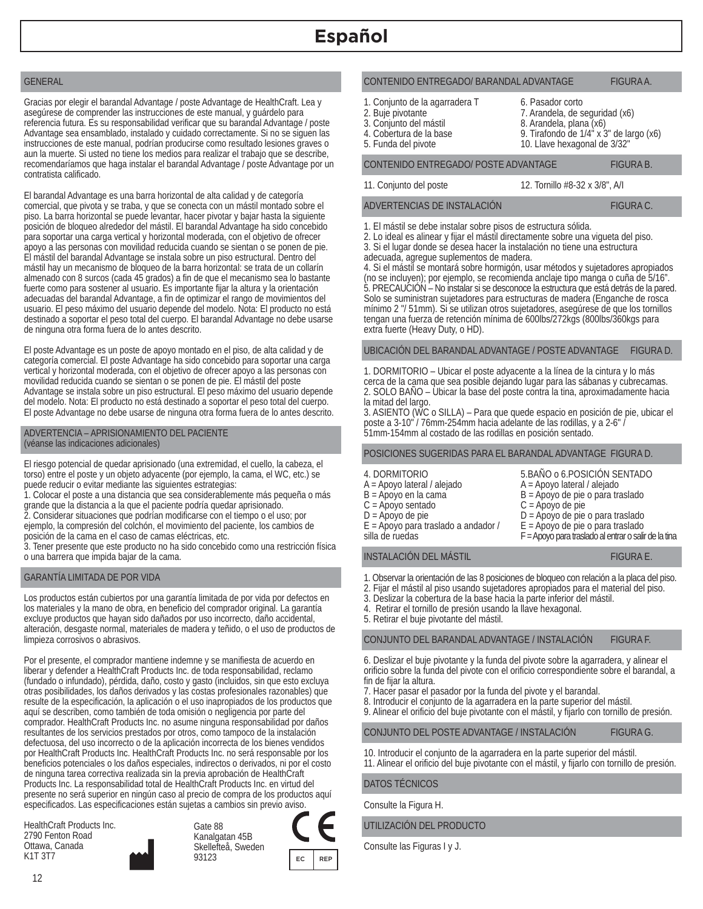# Español

## GENERAL

Gracias por elegir el barandal Advantage / poste Advantage de HealthCraft. Lea y asegúrese de comprender las instrucciones de este manual, y guárdelo para referencia futura. Es su responsabilidad verificar que su barandal Advantage / poste Advantage sea ensamblado, instalado y cuidado correctamente. Si no se siguen las instrucciones de este manual, podrían producirse como resultado lesiones graves o aun la muerte. Si usted no tiene los medios para realizar el trabajo que se describe, recomendaríamos que haga instalar el barandal Advantage / poste Advantage por un contratista calificado.

El barandal Advantage es una barra horizontal de alta calidad y de categoría comercial, que pivota y se traba, y que se conecta con un mástil montado sobre el piso. La barra horizontal se puede levantar, hacer pivotar y bajar hasta la siguiente posición de bloqueo alrededor del mástil. El barandal Advantage ha sido concebido para soportar una carga vertical y horizontal moderada, con el objetivo de ofrecer apoyo a las personas con movilidad reducida cuando se sientan o se ponen de pie. El mástil del barandal Advantage se instala sobre un piso estructural. Dentro del mástil hay un mecanismo de bloqueo de la barra horizontal: se trata de un collarín almenado con 8 surcos (cada 45 grados) a fin de que el mecanismo sea lo bastante fuerte como para sostener al usuario. Es importante fijar la altura y la orientación adecuadas del barandal Advantage, a fin de optimizar el rango de movimientos del usuario. El peso máximo del usuario depende del modelo. Nota: El producto no está destinado a soportar el peso total del cuerpo. El barandal Advantage no debe usarse de ninguna otra forma fuera de lo antes descrito.

El poste Advantage es un poste de apoyo montado en el piso, de alta calidad y de categoría comercial. El poste Advantage ha sido concebido para soportar una carga vertical y horizontal moderada, con el objetivo de ofrecer apoyo a las personas con movilidad reducida cuando se sientan o se ponen de pie. El mástil del poste Advantage se instala sobre un piso estructural. El peso máximo del usuario depende del modelo. Nota: El producto no está destinado a soportar el peso total del cuerpo. El poste Advantage no debe usarse de ninguna otra forma fuera de lo antes descrito.

## ADVERTENCIA – APRISIONAMIENTO DEL PACIENTE (véanse las indicaciones adicionales)

El riesgo potencial de quedar aprisionado (una extremidad, el cuello, la cabeza, el torso) entre el poste y un objeto adyacente (por ejemplo, la cama, el WC, etc.) se puede reducir o evitar mediante las siguientes estrategias:
1. Colocar el poste a una distancia que sea considerablemente más pequeña o más grande que la distancia a la que el paciente podría quedar aprisionado.
2. Considerar situaciones que podrían modificarse con el tiempo o el uso; por ejemplo, la compresión del colchón, el movimiento del paciente, los cambios de posición de la cama en el caso de camas eléctricas, etc.
3. Tener presente que este producto no ha sido concebido como una restricción física o una barrera que impida bajar de la cama.

## GARANTÍA LIMITADA DE POR VIDA

Los productos están cubiertos por una garantía limitada de por vida por defectos en los materiales y la mano de obra, en beneficio del comprador original. La garantía excluye productos que hayan sido dañados por uso incorrecto, daño accidental, alteración, desgaste normal, materiales de madera y teñido, o el uso de productos de limpieza corrosivos o abrasivos.

Por el presente, el comprador mantiene indemne y se manifiesta de acuerdo en liberar y defender a HealthCraft Products Inc. de toda responsabilidad, reclamo (fundado o infundado), pérdida, daño, costo y gasto (incluidos, sin que esto excluya otras posibilidades, los daños derivados y las costas profesionales razonables) que resulte de la especificación, la aplicación o el uso inapropiados de los productos que aquí se describen, como también de toda omisión o negligencia por parte del comprador. HealthCraft Products Inc. no asume ninguna responsabilidad por daños resultantes de los servicios prestados por otros, como tampoco de la instalación defectuosa, del uso incorrecto o de la aplicación incorrecta de los bienes vendidos por HealthCraft Products Inc. HealthCraft Products Inc. no será responsable por los beneficios potenciales o los daños especiales, indirectos o derivados, ni por el costo de ninguna tarea correctiva realizada sin la previa aprobación de HealthCraft Products Inc. La responsabilidad total de HealthCraft Products Inc. en virtud del presente no será superior en ningún caso al precio de compra de los productos aquí especificados. Las especificaciones están sujetas a cambios sin previo aviso.

HealthCraft Products Inc.
2790 Fenton Road
Ottawa, Canada
K1T 3T7

Gate 88
Kanalgatan 45B
Skellefteå, Sweden
93123

CE

EC REP

## CONTENIDO ENTREGADO/ BARANDAL ADVANTAGE — FIGURA A.

1. Conjunto de la agarradera T
2. Buje pivotante
3. Conjunto del mástil
4. Cobertura de la base
5. Funda del pivote
6. Pasador corto
7. Arandela, de seguridad (x6)
8. Arandela, plana (x6)
9. Tirafondo de 1/4" x 3" de largo (x6)
10. Llave hexagonal de 3/32"

## CONTENIDO ENTREGADO/ POSTE ADVANTAGE — FIGURA B.

11. Conjunto del poste
12. Tornillo #8-32 x 3/8", A/I

## ADVERTENCIAS DE INSTALACIÓN — FIGURA C.

1. El mástil se debe instalar sobre pisos de estructura sólida.
2. Lo ideal es alinear y fijar el mástil directamente sobre una vigueta del piso.
3. Si el lugar donde se desea hacer la instalación no tiene una estructura adecuada, agregue suplementos de madera.
4. Si el mástil se montará sobre hormigón, usar métodos y sujetadores apropiados (no se incluyen); por ejemplo, se recomienda anclaje tipo manga o cuña de 5/16".
5. PRECAUCIÓN – No instalar si se desconoce la estructura que está detrás de la pared. Solo se suministran sujetadores para estructuras de madera (Enganche de rosca mínimo 2 "/ 51mm). Si se utilizan otros sujetadores, asegúrese de que los tornillos tengan una fuerza de retención mínima de 600lbs/272kgs (800lbs/360kgs para extra fuerte (Heavy Duty, o HD).

## UBICACIÓN DEL BARANDAL ADVANTAGE / POSTE ADVANTAGE — FIGURA D.

1. DORMITORIO – Ubicar el poste adyacente a la línea de la cintura y lo más cerca de la cama que sea posible dejando lugar para las sábanas y cubrecamas.
2. SOLO BAÑO – Ubicar la base del poste contra la tina, aproximadamente hacia la mitad del largo.
3. ASIENTO (WC o SILLA) – Para que quede espacio en posición de pie, ubicar el poste a 3-10" / 76mm-254mm hacia adelante de las rodillas, y a 2-6" / 51mm-154mm al costado de las rodillas en posición sentado.

## POSICIONES SUGERIDAS PARA EL BARANDAL ADVANTAGE — FIGURA D.

4. DORMITORIO
A = Apoyo lateral / alejado
B = Apoyo en la cama
C = Apoyo sentado
D = Apoyo de pie
E = Apoyo para traslado a andador / silla de ruedas

5.BAÑO o 6.POSICIÓN SENTADO
A = Apoyo lateral / alejado
B = Apoyo de pie o para traslado
C = Apoyo de pie
D = Apoyo de pie o para traslado
E = Apoyo de pie o para traslado
F = Apoyo para traslado al entrar o salir de la tina

## INSTALACIÓN DEL MÁSTIL — FIGURA E.

1. Observar la orientación de las 8 posiciones de bloqueo con relación a la placa del piso.
2. Fijar el mástil al piso usando sujetadores apropiados para el material del piso.
3. Deslizar la cobertura de la base hacia la parte inferior del mástil.
4. Retirar el tornillo de presión usando la llave hexagonal.
5. Retirar el buje pivotante del mástil.

## CONJUNTO DEL BARANDAL ADVANTAGE / INSTALACIÓN — FIGURA F.

6. Deslizar el buje pivotante y la funda del pivote sobre la agarradera, y alinear el orificio sobre la funda del pivote con el orificio correspondiente sobre el barandal, a fin de fijar la altura.
7. Hacer pasar el pasador por la funda del pivote y el barandal.
8. Introducir el conjunto de la agarradera en la parte superior del mástil.
9. Alinear el orificio del buje pivotante con el mástil, y fijarlo con tornillo de presión.

## CONJUNTO DEL POSTE ADVANTAGE / INSTALACIÓN — FIGURA G.

10. Introducir el conjunto de la agarradera en la parte superior del mástil.
11. Alinear el orificio del buje pivotante con el mástil, y fijarlo con tornillo de presión.

## DATOS TÉCNICOS

Consulte la Figura H.

## UTILIZACIÓN DEL PRODUCTO

Consulte las Figuras I y J.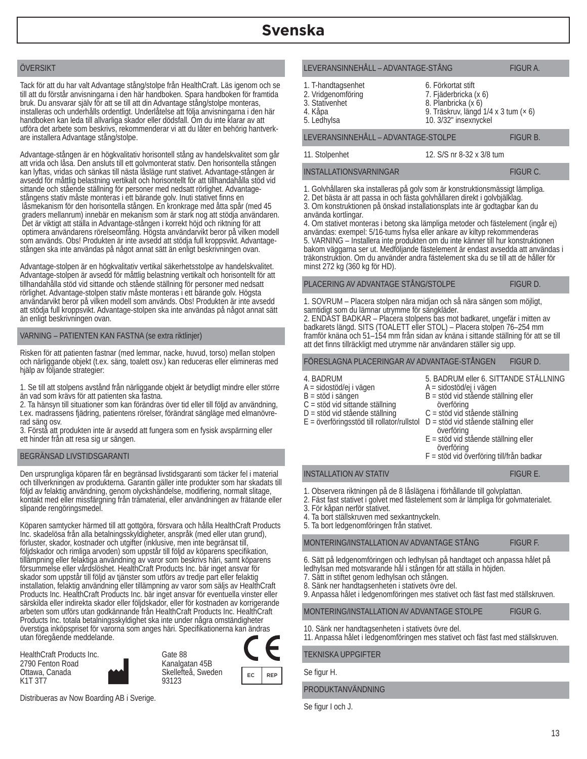# Svenska

## ÖVERSIKT

Tack för att du har valt Advantage stång/stolpe från HealthCraft. Läs igenom och se till att du förstår anvisningarna i den här handboken. Spara handboken för framtida bruk. Du ansvarar själv för att se till att din Advantage stång/stolpe monteras, installeras och underhålls ordentligt. Underlåtelse att följa anvisningarna i den här handboken kan leda till allvarliga skador eller dödsfall. Om du inte klarar av att utföra det arbete som beskrivs, rekommenderar vi att du låter en behörig hantverkare installera Advantage stång/stolpe.

Advantage-stången är en högkvalitativ horisontell stång av handelskvalitet som går att vrida och låsa. Den ansluts till ett golvmonterat stativ. Den horisontella stången kan lyftas, vridas och sänkas till nästa låsläge runt stativet. Advantage-stången är avsedd för måttlig belastning vertikalt och horisontellt för att tillhandahålla stöd vid sittande och stående ställning för personer med nedsatt rörlighet. Advantage-stångens stativ måste monteras i ett bärande golv. Inuti stativet finns en låsmekanism för den horisontella stången. En kronkrage med åtta spår (med 45 graders mellanrum) innebär en mekanism som är stark nog att stödja användaren. Det är viktigt att ställa in Advantage-stången i korrekt höjd och riktning för att optimera användarens rörelseomfång. Högsta användarvikt beror på vilken modell som används. Obs! Produkten är inte avsedd att stödja full kroppsvikt. Advantage-stången ska inte användas på något annat sätt än enligt beskrivningen ovan.

Advantage-stolpen är en högkvalitativ vertikal säkerhetsstolpe av handelskvalitet. Advantage-stolpen är avsedd för måttlig belastning vertikalt och horisontellt för att tillhandahålla stöd vid sittande och stående ställning för personer med nedsatt rörlighet. Advantage-stolpen stativ måste monteras i ett bärande golv. Högsta användarvikt beror på vilken modell som används. Obs! Produkten är inte avsedd att stödja full kroppsvikt. Advantage-stolpen ska inte användas på något annat sätt än enligt beskrivningen ovan.

## VARNING – PATIENTEN KAN FASTNA (se extra riktlinjer)

Risken för att patienten fastnar (med lemmar, nacke, huvud, torso) mellan stolpen och närliggande objekt (t.ex. säng, toalett osv.) kan reduceras eller elimineras med hjälp av följande strategier:

1. Se till att stolpens avstånd från närliggande objekt är betydligt mindre eller större än vad som krävs för att patienten ska fastna.
2. Ta hänsyn till situationer som kan förändras över tid eller till följd av användning, t.ex. madrassens fjädring, patientens rörelser, förändrat sängläge med elmanövrerad säng osv.
3. Förstå att produkten inte är avsedd att fungera som en fysisk avspärrning eller ett hinder från att resa sig ur sängen.

## BEGRÄNSAD LIVSTIDSGARANTI

Den ursprungliga köparen får en begränsad livstidsgaranti som täcker fel i material och tillverkningen av produkterna. Garantin gäller inte produkter som har skadats till följd av felaktig användning, genom olyckshändelse, modifiering, normalt slitage, kontakt med eller missfärgning från trämaterial, eller användningen av frätande eller slipande rengöringsmedel.

Köparen samtycker härmed till att gottgöra, försvara och hålla HealthCraft Products Inc. skadelösa från alla betalningsskyldigheter, anspråk (med eller utan grund), förluster, skador, kostnader och utgifter (inklusive, men inte begränsat till, följdskador och rimliga arvoden) som uppstår till följd av köparens specifikation, tillämpning eller felaktiga användning av varor som beskrivs häri, samt köparens försummelse eller vårdslöshet. HealthCraft Products Inc. bär inget ansvar för skador som uppstår till följd av tjänster som utförs av tredje part eller felaktig installation, felaktig användning eller tillämpning av varor som säljs av HealthCraft Products Inc. HealthCraft Products Inc. bär inget ansvar för eventuella vinster eller särskilda eller indirekta skador eller följdskador, eller för kostnaden av korrigerande arbeten som utförs utan godkännande från HealthCraft Products Inc. HealthCraft Products Inc. totala betalningsskyldighet ska inte under några omständigheter överstiga inköpspriset för varorna som anges häri. Specifikationerna kan ändras utan föregående meddelande.

HealthCraft Products Inc.
2790 Fenton Road
Ottawa, Canada
K1T 3T7

Gate 88
Kanalgatan 45B
Skellefteå, Sweden
93123

EC REP

Distribueras av Now Boarding AB i Sverige.

## LEVERANSINNEHÅLL – ADVANTAGE-STÅNG — FIGUR A.

1. T-handtagsenhet
2. Vridgenomföring
3. Stativenhet
4. Kåpa
5. Ledhylsa
6. Förkortat stift
7. Fjäderbricka (x 6)
8. Planbricka (x 6)
9. Träskruv, längd 1/4 x 3 tum (× 6)
10. 3/32" insexnyckel

## LEVERANSINNEHÅLL – ADVANTAGE-STOLPE — FIGUR B.

11. Stolpenhet
12. S/S nr 8-32 x 3/8 tum

## INSTALLATIONSVARNINGAR — FIGUR C.

1. Golvhållaren ska installeras på golv som är konstruktionsmässigt lämpliga.
2. Det bästa är att passa in och fästa golvhållaren direkt i golvbjälklag.
3. Om konstruktionen på önskad installationsplats inte är godtagbar kan du använda kortlingar.
4. Om stativet monteras i betong ska lämpliga metoder och fästelement (ingår ej) användas: exempel: 5/16-tums hylsa eller ankare av kiltyp rekommenderas
5. VARNING – Installera inte produkten om du inte känner till hur konstruktionen bakom väggarna ser ut. Medföljande fästelement är endast avsedda att användas i träkonstruktion. Om du använder andra fästelement ska du se till att de håller för minst 272 kg (360 kg för HD).

## PLACERING AV ADVANTAGE STÅNG/STOLPE — FIGUR D.

1. SOVRUM – Placera stolpen nära midjan och så nära sängen som möjligt, samtidigt som du lämnar utrymme för sängkläder.
2. ENDAST BADKAR – Placera stolpens bas mot badkaret, ungefär i mitten av badkarets längd. SITS (TOALETT eller STOL) – Placera stolpen 76–254 mm framför knäna och 51–154 mm från sidan av knäna i sittande ställning för att se till att det finns tillräckligt med utrymme när användaren ställer sig upp.

## FÖRESLAGNA PLACERINGAR AV ADVANTAGE-STÅNGEN — FIGUR D.

4. BADRUM
A = sidostöd/ej i vägen
B = stöd i sängen
C = stöd vid sittande ställning
D = stöd vid stående ställning
E = överföringsstöd till rollator/rullstol

5. BADRUM eller 6. SITTANDE STÄLLNING
A = sidostöd/ej i vägen
B = stöd vid stående ställning eller överföring
C = stöd vid stående ställning
D = stöd vid stående ställning eller överföring
E = stöd vid stående ställning eller överföring
F = stöd vid överföring till/från badkar

## INSTALLATION AV STATIV — FIGUR E.

1. Observera riktningen på de 8 låslägena i förhållande till golvplattan.
2. Fäst fast stativet i golvet med fästelement som är lämpliga för golvmaterialet.
3. För kåpan nerför stativet.
4. Ta bort ställskruven med sexkantnyckeln.
5. Ta bort ledgenomföringen från stativet.

## MONTERING/INSTALLATION AV ADVANTAGE STÅNG — FIGUR F.

6. Sätt på ledgenomföringen och ledhylsan på handtaget och anpassa hålet på ledhylsan med motsvarande hål i stången för att ställa in höjden.
7. Sätt in stiftet genom ledhylsan och stången.
8. Sänk ner handtagsenheten i stativets övre del.
9. Anpassa hålet i ledgenomföringen mes stativet och fäst fast med ställskruven.

## MONTERING/INSTALLATION AV ADVANTAGE STOLPE — FIGUR G.

10. Sänk ner handtagsenheten i stativets övre del.
11. Anpassa hålet i ledgenomföringen mes stativet och fäst fast med ställskruven.

## TEKNISKA UPPGIFTER

Se figur H.

## PRODUKTANVÄNDNING

Se figur I och J.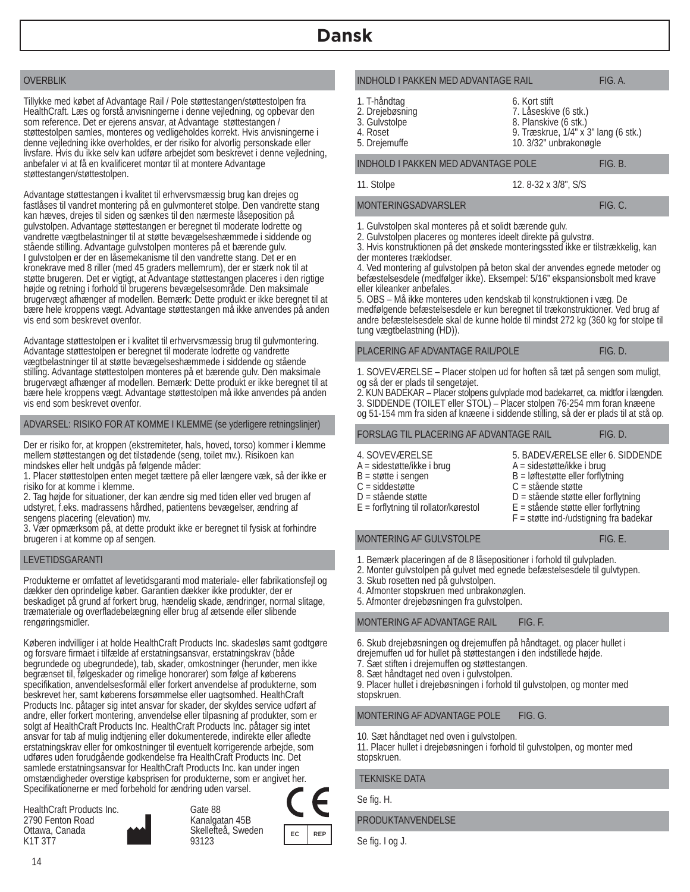# Dansk

## OVERBLIK

Tillykke med købet af Advantage Rail / Pole støttestangen/støttestolpen fra HealthCraft. Læs og forstå anvisningerne i denne vejledning, og opbevar den som reference. Det er ejerens ansvar, at Advantage støttestangen / støttestolpen samles, monteres og vedligeholdes korrekt. Hvis anvisningerne i denne vejledning ikke overholdes, er der risiko for alvorlig personskade eller livsfare. Hvis du ikke selv kan udføre arbejdet som beskrevet i denne vejledning, anbefaler vi at få en kvalificeret montør til at montere Advantage støttestangen/støttestolpen.

Advantage støttestangen i kvalitet til erhvervsmæssig brug kan drejes og fastlåses til vandret montering på en gulvmonteret stolpe. Den vandrette stang kan hæves, drejes til siden og sænkes til den nærmeste låseposition på gulvstolpen. Advantage støttestangen er beregnet til moderate lodrette og vandrette vægtbelastninger til at støtte bevægelseshæmmede i siddende og stående stilling. Advantage gulvstolpen monteres på et bærende gulv. I gulvstolpen er der en låsemekanisme til den vandrette stang. Det er en kronekrave med 8 riller (med 45 graders mellemrum), der er stærk nok til at støtte brugeren. Det er vigtigt, at Advantage støttestangen placeres i den rigtige højde og retning i forhold til brugerens bevægelsesområde. Den maksimale brugervægt afhænger af modellen. Bemærk: Dette produkt er ikke beregnet til at bære hele kroppens vægt. Advantage støttestangen må ikke anvendes på anden vis end som beskrevet ovenfor.

Advantage støttestolpen er i kvalitet til erhvervsmæssig brug til gulvmontering. Advantage støttestolpen er beregnet til moderate lodrette og vandrette vægtbelastninger til at støtte bevægelseshæmmede i siddende og stående stilling. Advantage støttestolpen monteres på et bærende gulv. Den maksimale brugervægt afhænger af modellen. Bemærk: Dette produkt er ikke beregnet til at bære hele kroppens vægt. Advantage støttestolpen må ikke anvendes på anden vis end som beskrevet ovenfor.

## ADVARSEL: RISIKO FOR AT KOMME I KLEMME (se yderligere retningslinjer)

Der er risiko for, at kroppen (ekstremiteter, hals, hoved, torso) kommer i klemme mellem støttestangen og det tilstødende (seng, toilet mv.). Risikoen kan mindskes eller helt undgås på følgende måder:

1. Placer støttestolpen enten meget tættere på eller længere væk, så der ikke er risiko for at komme i klemme.
2. Tag højde for situationer, der kan ændre sig med tiden eller ved brugen af udstyret, f.eks. madrassens hårdhed, patientens bevægelser, ændring af sengens placering (elevation) mv.
3. Vær opmærksom på, at dette produkt ikke er beregnet til at fysisk at forhindre brugeren i at komme op af sengen.

## LEVETIDSGARANTI

Produkterne er omfattet af levetidsgaranti mod materiale- eller fabrikationsfejl og dækker den oprindelige køber. Garantien dækker ikke produkter, der er beskadiget på grund af forkert brug, hændelig skade, ændringer, normal slitage, træmateriale og overfladebelægning eller brug af ætsende eller slibende rengøringsmidler.

Køberen indvilliger i at holde HealthCraft Products Inc. skadesløs samt godtgøre og forsvare firmaet i tilfælde af erstatningsansvar, erstatningskrav (både begrundede og ubegrundede), tab, skader, omkostninger (herunder, men ikke begrænset til, følgeskader og rimelige honorarer) som følge af køberens specifikation, anvendelsesformål eller forkert anvendelse af produkterne, som beskrevet her, samt køberens forsømmelse eller uagtsomhed. HealthCraft Products Inc. påtager sig intet ansvar for skader, der skyldes service udført af andre, eller forkert montering, anvendelse eller tilpasning af produkter, som er solgt af HealthCraft Products Inc. HealthCraft Products Inc. påtager sig intet ansvar for tab af mulig indtjening eller dokumenterede, indirekte eller afledte erstatningskrav eller for omkostninger til eventuelt korrigerende arbejde, som udføres uden forudgående godkendelse fra HealthCraft Products Inc. Det samlede erstatningsansvar for HealthCraft Products Inc. kan under ingen omstændigheder overstige købsprisen for produkterne, som er angivet her. Specifikationerne er med forbehold for ændring uden varsel.

HealthCraft Products Inc.
2790 Fenton Road
Ottawa, Canada
K1T 3T7

Gate 88
Kanalgatan 45B
Skellefteå, Sweden
93123

CE

EC REP

## INDHOLD I PAKKEN MED ADVANTAGE RAIL — FIG. A.

1. T-håndtag
2. Drejebøsning
3. Gulvstolpe
4. Roset
5. Drejemuffe
6. Kort stift
7. Låseskive (6 stk.)
8. Planskive (6 stk.)
9. Træskrue, 1/4" x 3" lang (6 stk.)
10. 3/32" unbrakonøgle

## INDHOLD I PAKKEN MED ADVANTAGE POLE — FIG. B.

11. Stolpe
12. 8-32 x 3/8", S/S

## MONTERINGSADVARSLER — FIG. C.

1. Gulvstolpen skal monteres på et solidt bærende gulv.
2. Gulvstolpen placeres og monteres ideelt direkte på gulvstrø.
3. Hvis konstruktionen på det ønskede monteringssted ikke er tilstrækkelig, kan der monteres træklodser.
4. Ved montering af gulvstolpen på beton skal der anvendes egnede metoder og befæstelsesdele (medfølger ikke). Eksempel: 5/16" ekspansionsbolt med krave eller kileanker anbefales.
5. OBS – Må ikke monteres uden kendskab til konstruktionen i væg. De medfølgende befæstelsesdele er kun beregnet til trækonstruktioner. Ved brug af andre befæstelsesdele skal de kunne holde til mindst 272 kg (360 kg for stolpe til tung vægtbelastning (HD)).

## PLACERING AF ADVANTAGE RAIL/POLE — FIG. D.

1. SOVEVÆRELSE – Placer stolpen ud for hoften så tæt på sengen som muligt, og så der er plads til sengetøjet.
2. KUN BADEKAR – Placer stolpens gulvplade mod badekarret, ca. midtfor i længden.
3. SIDDENDE (TOILET eller STOL) – Placer stolpen 76-254 mm foran knæene og 51-154 mm fra siden af knæene i siddende stilling, så der er plads til at stå op.

## FORSLAG TIL PLACERING AF ADVANTAGE RAIL — FIG. D.

4. SOVEVÆRELSE
A = sidestøtte/ikke i brug
B = støtte i sengen
C = siddestøtte
D = stående støtte
E = forflytning til rollator/kørestol

5. BADEVÆRELSE eller 6. SIDDENDE
A = sidestøtte/ikke i brug
B = løftestøtte eller forflytning
C = stående støtte
D = stående støtte eller forflytning
E = stående støtte eller forflytning
F = støtte ind-/udstigning fra badekar

## MONTERING AF GULVSTOLPE — FIG. E.

1. Bemærk placeringen af de 8 låsepositioner i forhold til gulvpladen.
2. Monter gulvstolpen på gulvet med egnede befæstelsesdele til gulvtypen.
3. Skub rosetten ned på gulvstolpen.
4. Afmonter stopskruen med unbrakonøglen.
5. Afmonter drejebøsningen fra gulvstolpen.

## MONTERING AF ADVANTAGE RAIL — FIG. F.

6. Skub drejebøsningen og drejemuffen på håndtaget, og placer hullet i drejemuffen ud for hullet på støttestangen i den indstillede højde.
7. Sæt stiften i drejemuffen og støttestangen.
8. Sæt håndtaget ned oven i gulvstolpen.
9. Placer hullet i drejebøsningen i forhold til gulvstolpen, og monter med stopskruen.

## MONTERING AF ADVANTAGE POLE — FIG. G.

10. Sæt håndtaget ned oven i gulvstolpen.
11. Placer hullet i drejebøsningen i forhold til gulvstolpen, og monter med stopskruen.

## TEKNISKE DATA

Se fig. H.

## PRODUKTANVENDELSE

Se fig. I og J.